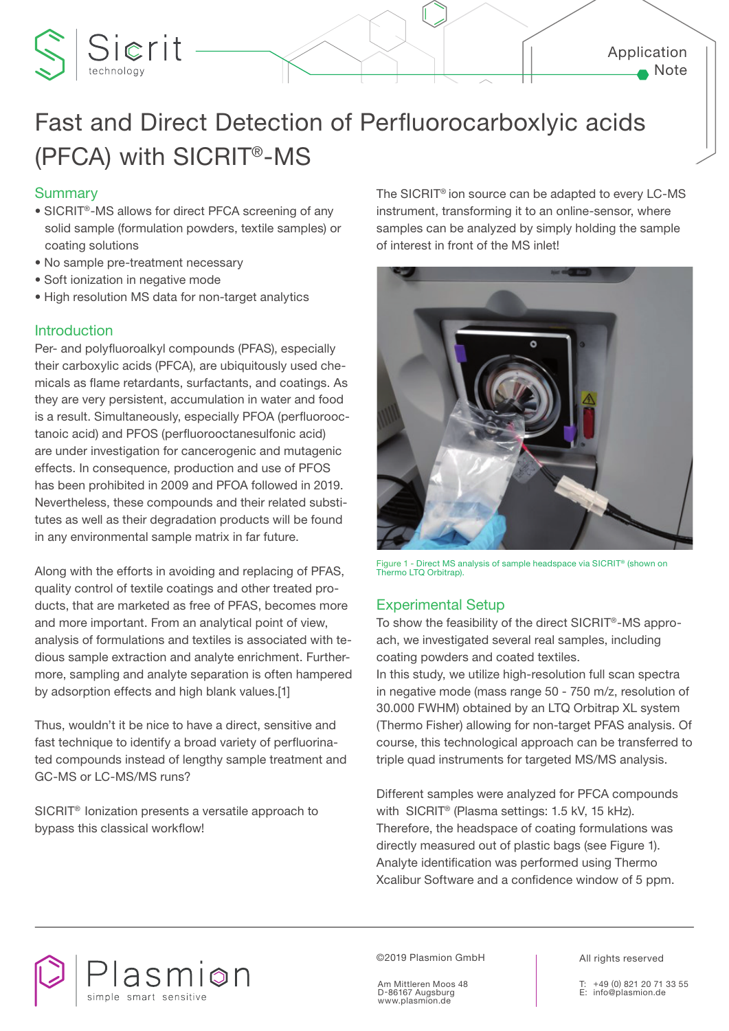# Fast and Direct Detection of Perfluorocarboxlyic acids (PFCA) with SICRIT®-MS

## Summary

- SICRIT®-MS allows for direct PFCA screening of any solid sample (formulation powders, textile samples) or coating solutions
- No sample pre-treatment necessary
- Soft ionization in negative mode
- High resolution MS data for non-target analytics

## Introduction

Per- and polyfluoroalkyl compounds (PFAS), especially their carboxylic acids (PFCA), are ubiquitously used chemicals as flame retardants, surfactants, and coatings. As they are very persistent, accumulation in water and food is a result. Simultaneously, especially PFOA (perfluorooctanoic acid) and PFOS (perfluorooctanesulfonic acid) are under investigation for cancerogenic and mutagenic effects. In consequence, production and use of PFOS has been prohibited in 2009 and PFOA followed in 2019. Nevertheless, these compounds and their related substitutes as well as their degradation products will be found in any environmental sample matrix in far future.

Along with the efforts in avoiding and replacing of PFAS, quality control of textile coatings and other treated products, that are marketed as free of PFAS, becomes more and more important. From an analytical point of view, analysis of formulations and textiles is associated with tedious sample extraction and analyte enrichment. Furthermore, sampling and analyte separation is often hampered by adsorption effects and high blank values.[1]

Thus, wouldn't it be nice to have a direct, sensitive and fast technique to identify a broad variety of perfluorinated compounds instead of lengthy sample treatment and GC-MS or LC-MS/MS runs?

SICRIT® Ionization presents a versatile approach to bypass this classical workflow!

The SICRIT® ion source can be adapted to every LC-MS instrument, transforming it to an online-sensor, where samples can be analyzed by simply holding the sample of interest in front of the MS inlet!

Figure 1 - Direct MS analysis of sample headspace via SICRIT® (shown on Thermo LTQ Orbitrap).

## Experimental Setup

To show the feasibility of the direct SICRIT®-MS approach, we investigated several real samples, including coating powders and coated textiles.

In this study, we utilize high-resolution full scan spectra in negative mode (mass range 50 - 750 m/z, resolution of 30.000 FWHM) obtained by an LTQ Orbitrap XL system (Thermo Fisher) allowing for non-target PFAS analysis. Of course, this technological approach can be transferred to triple quad instruments for targeted MS/MS analysis.

Different samples were analyzed for PFCA compounds with SICRIT® (Plasma settings: 1.5 kV, 15 kHz). Therefore, the headspace of coating formulations was directly measured out of plastic bags (see Figure 1). Analyte identification was performed using Thermo Xcalibur Software and a confidence window of 5 ppm.

©2019 Plasmion GmbH

Am Mittleren Moos 48
D-86167 Augsburg
www.plasmion.de

All rights reserved

T: +49 (0) 821 20 71 33 55
E: info@plasmion.de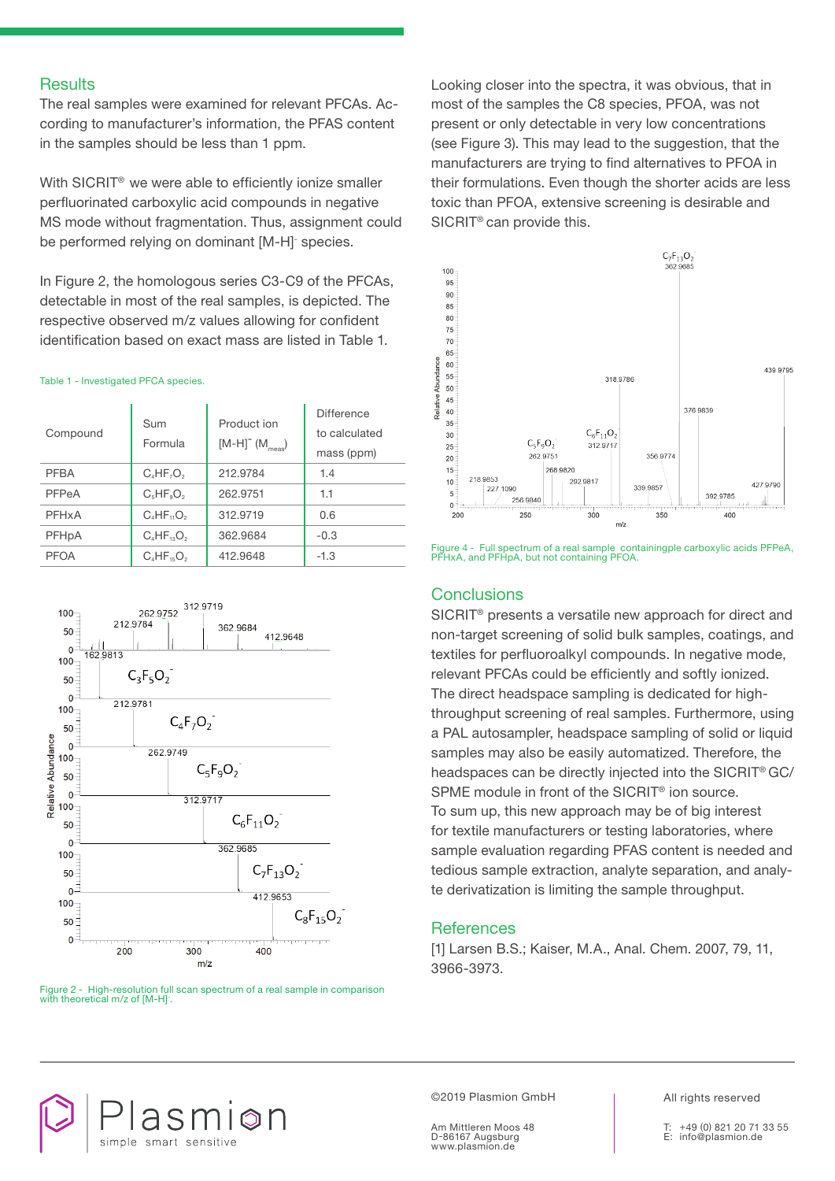## Results

The real samples were examined for relevant PFCAs. According to manufacturer's information, the PFAS content in the samples should be less than 1 ppm.

With SICRIT® we were able to efficiently ionize smaller perfluorinated carboxylic acid compounds in negative MS mode without fragmentation. Thus, assignment could be performed relying on dominant $[M-H]^-$ species.

In Figure 2, the homologous series C3-C9 of the PFCAs, detectable in most of the real samples, is depicted. The respective observed m/z values allowing for confident identification based on exact mass are listed in Table 1.

Table 1 - Investigated PFCA species.

| Compound | Sum Formula | Product ion $[M-H]^-$ ($M_{meas}$) | Difference to calculated mass (ppm) |
|---|---|---|---|
| PFBA | $C_4HF_7O_2$ | 212.9784 | 1.4 |
| PFPeA | $C_5HF_9O_2$ | 262.9751 | 1.1 |
| PFHxA | $C_6HF_{11}O_2$ | 312.9719 | 0.6 |
| PFHpA | $C_7HF_{13}O_2$ | 362.9684 | -0.3 |
| PFOA | $C_8HF_{15}O_2$ | 412.9648 | -1.3 |

100
50
0
212.9784
262.9752
312.9719
362.9684
412.9648
162.9813
$C_3F_5O_2^-$
212.9781
$C_4F_7O_2^-$
262.9749
$C_5F_9O_2^-$
312.9717
$C_6F_{11}O_2^-$
362.9685
$C_7F_{13}O_2^-$
412.9653
$C_8F_{15}O_2^-$
Relative Abundance
200
300
400
m/z

Figure 2 - High-resolution full scan spectrum of a real sample in comparison with theoretical m/z of $[M-H]^-$.

Looking closer into the spectra, it was obvious, that in most of the samples the C8 species, PFOA, was not present or only detectable in very low concentrations (see Figure 3). This may lead to the suggestion, that the manufacturers are trying to find alternatives to PFOA in their formulations. Even though the shorter acids are less toxic than PFOA, extensive screening is desirable and SICRIT® can provide this.

$C_7F_{13}O_2^-$
362.9685
Relative Abundance
318.9786
439.9795
376.9839
$C_5F_9O_2^-$
262.9751
$C_6F_{11}O_2^-$
312.9717
356.9774
268.9820
218.9853
227.1090
292.9817
339.9857
427.9790
392.9785
256.9840
200
250
300
350
400
m/z

Figure 4 - Full spectrum of a real sample containingple carboxylic acids PFPeA, PFHxA, and PFHpA, but not containing PFOA.

## Conclusions

SICRIT® presents a versatile new approach for direct and non-target screening of solid bulk samples, coatings, and textiles for perfluoroalkyl compounds. In negative mode, relevant PFCAs could be efficiently and softly ionized. The direct headspace sampling is dedicated for high-throughput screening of real samples. Furthermore, using a PAL autosampler, headspace sampling of solid or liquid samples may also be easily automatized. Therefore, the headspaces can be directly injected into the SICRIT® GC/SPME module in front of the SICRIT® ion source.
To sum up, this new approach may be of big interest for textile manufacturers or testing laboratories, where sample evaluation regarding PFAS content is needed and tedious sample extraction, analyte separation, and analyte derivatization is limiting the sample throughput.

## References

[1] Larsen B.S.; Kaiser, M.A., Anal. Chem. 2007, 79, 11, 3966-3973.

Plasmion
simple smart sensitive

©2019 Plasmion GmbH

Am Mittleren Moos 48
D-86167 Augsburg
www.plasmion.de

All rights reserved

T: +49 (0) 821 20 71 33 55
E: info@plasmion.de